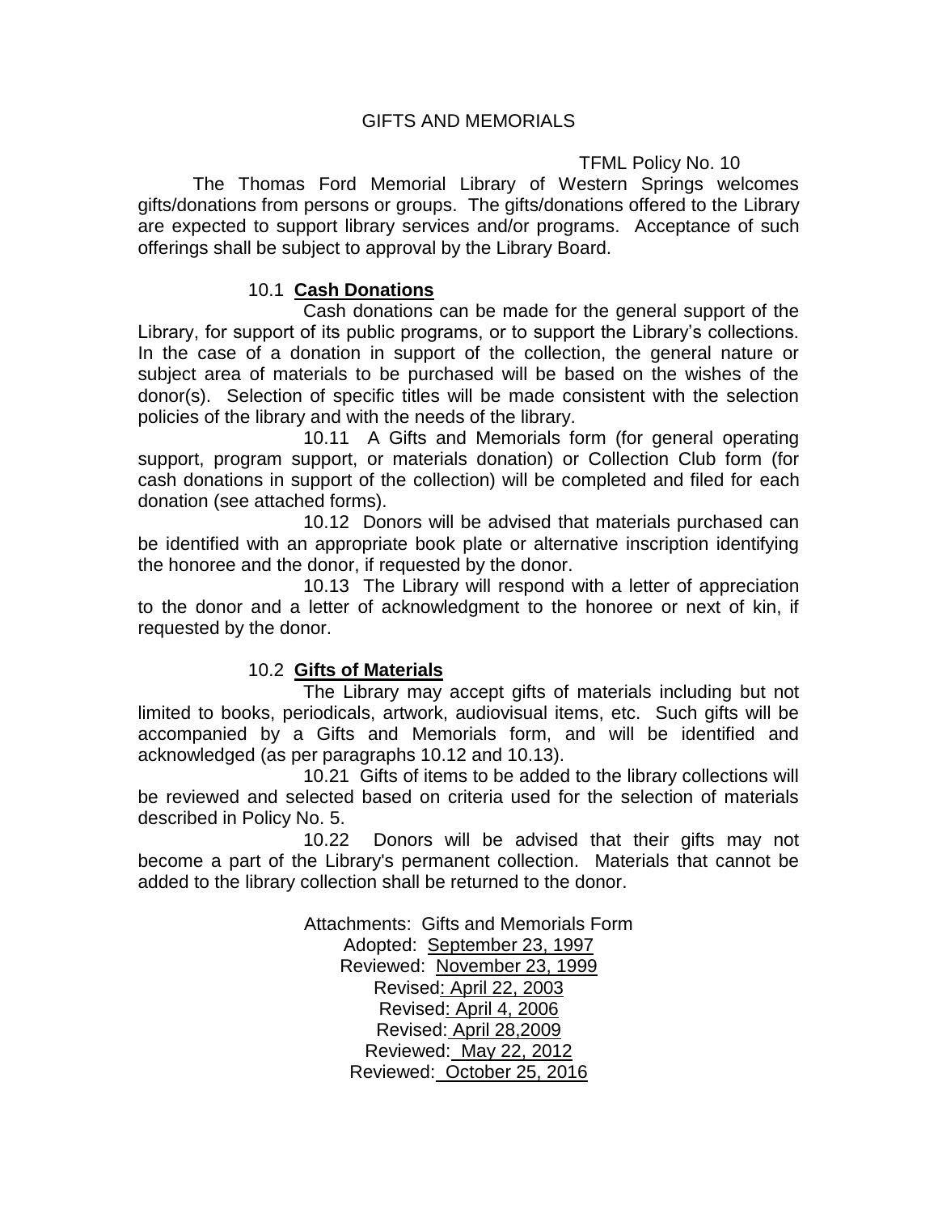# GIFTS AND MEMORIALS

TFML Policy No. 10

The Thomas Ford Memorial Library of Western Springs welcomes gifts/donations from persons or groups. The gifts/donations offered to the Library are expected to support library services and/or programs. Acceptance of such offerings shall be subject to approval by the Library Board.

## 10.1 **Cash Donations**

Cash donations can be made for the general support of the Library, for support of its public programs, or to support the Library's collections. In the case of a donation in support of the collection, the general nature or subject area of materials to be purchased will be based on the wishes of the donor(s). Selection of specific titles will be made consistent with the selection policies of the library and with the needs of the library.

10.11 A Gifts and Memorials form (for general operating support, program support, or materials donation) or Collection Club form (for cash donations in support of the collection) will be completed and filed for each donation (see attached forms).

10.12 Donors will be advised that materials purchased can be identified with an appropriate book plate or alternative inscription identifying the honoree and the donor, if requested by the donor.

10.13 The Library will respond with a letter of appreciation to the donor and a letter of acknowledgment to the honoree or next of kin, if requested by the donor.

## 10.2 **Gifts of Materials**

The Library may accept gifts of materials including but not limited to books, periodicals, artwork, audiovisual items, etc. Such gifts will be accompanied by a Gifts and Memorials form, and will be identified and acknowledged (as per paragraphs 10.12 and 10.13).

10.21 Gifts of items to be added to the library collections will be reviewed and selected based on criteria used for the selection of materials described in Policy No. 5.

10.22 Donors will be advised that their gifts may not become a part of the Library's permanent collection. Materials that cannot be added to the library collection shall be returned to the donor.

Attachments: Gifts and Memorials Form
Adopted: September 23, 1997
Reviewed: November 23, 1999
Revised: April 22, 2003
Revised: April 4, 2006
Revised: April 28,2009
Reviewed: May 22, 2012
Reviewed: October 25, 2016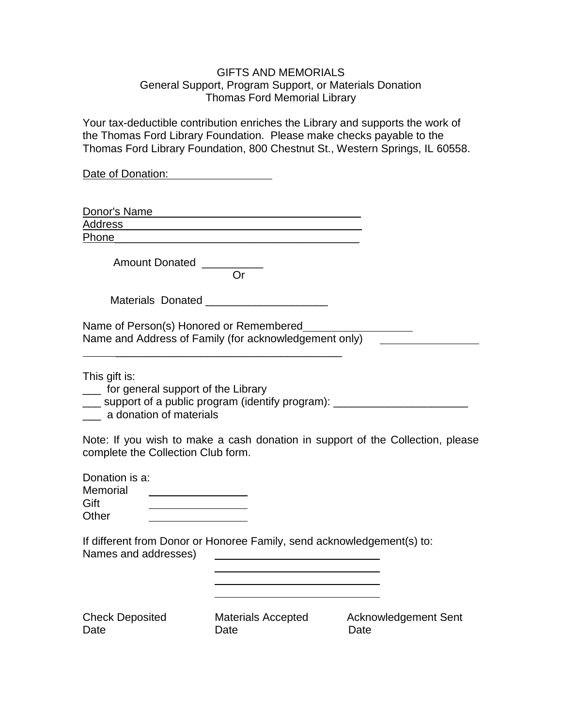GIFTS AND MEMORIALS
General Support, Program Support, or Materials Donation
Thomas Ford Memorial Library

Your tax-deductible contribution enriches the Library and supports the work of the Thomas Ford Library Foundation. Please make checks payable to the Thomas Ford Library Foundation, 800 Chestnut St., Western Springs, IL 60558.

Date of Donation: ________________

Donor's Name ____________________________________
Address ________________________________________
Phone __________________________________________

Amount Donated __________
Or

Materials Donated ____________________

Name of Person(s) Honored or Remembered________________
Name and Address of Family (for acknowledgement only) ________________
_______________________________________________

This gift is:
___ for general support of the Library
___ support of a public program (identify program): ______________________
___ a donation of materials

Note: If you wish to make a cash donation in support of the Collection, please complete the Collection Club form.

Donation is a:
Memorial ________________
Gift ________________
Other ________________

If different from Donor or Honoree Family, send acknowledgement(s) to:
Names and addresses) ____________________________
____________________________
____________________________
____________________________

Check Deposited Date Materials Accepted Date Acknowledgement Sent Date